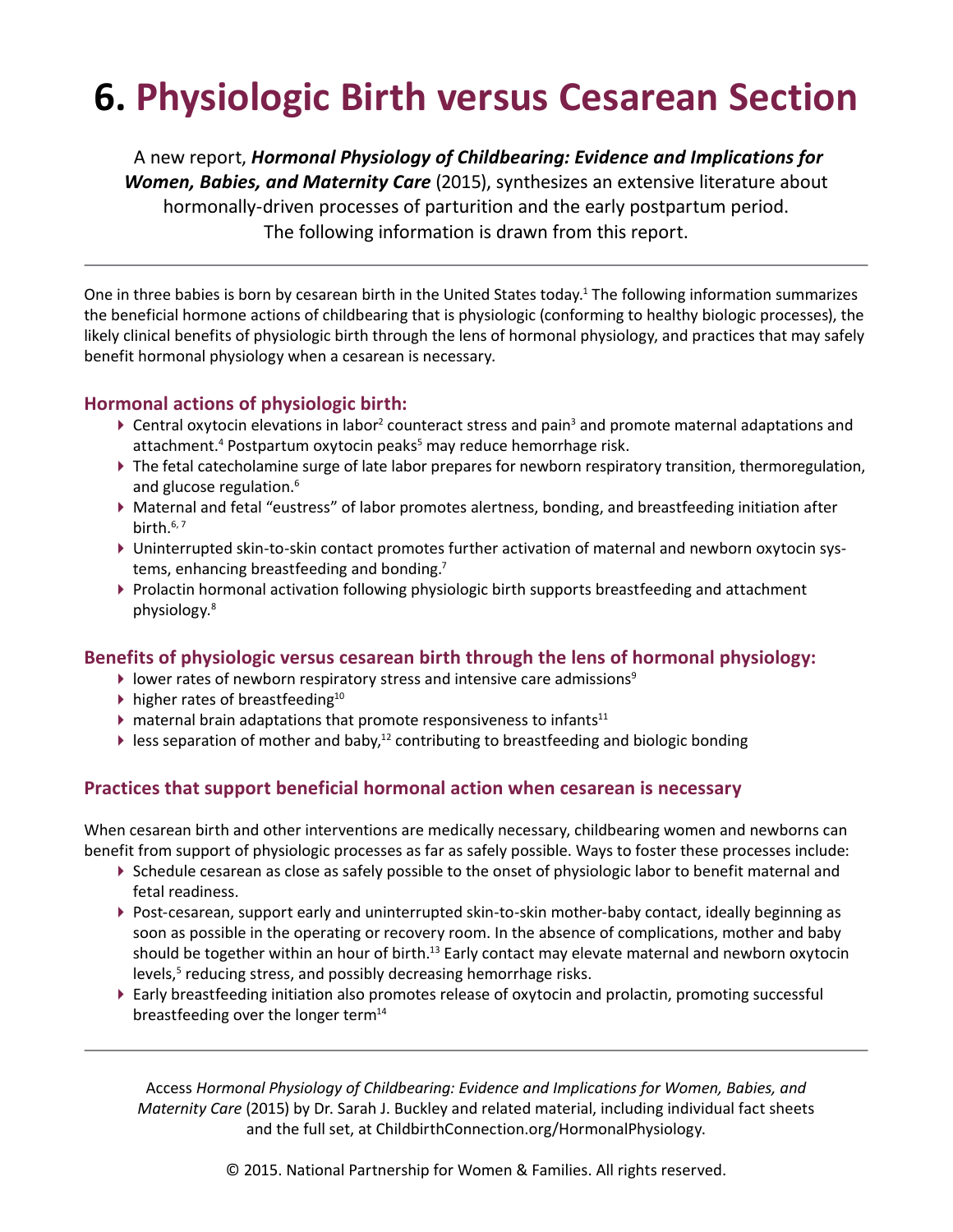# 6. Physiologic Birth versus Cesarean Section

A new report, ***Hormonal Physiology of Childbearing: Evidence and Implications for Women, Babies, and Maternity Care*** (2015), synthesizes an extensive literature about hormonally-driven processes of parturition and the early postpartum period. The following information is drawn from this report.

---

One in three babies is born by cesarean birth in the United States today.[1] The following information summarizes the beneficial hormone actions of childbearing that is physiologic (conforming to healthy biologic processes), the likely clinical benefits of physiologic birth through the lens of hormonal physiology, and practices that may safely benefit hormonal physiology when a cesarean is necessary.

## Hormonal actions of physiologic birth:

- Central oxytocin elevations in labor[2] counteract stress and pain[3] and promote maternal adaptations and attachment.[4] Postpartum oxytocin peaks[5] may reduce hemorrhage risk.
- The fetal catecholamine surge of late labor prepares for newborn respiratory transition, thermoregulation, and glucose regulation.[6]
- Maternal and fetal "eustress" of labor promotes alertness, bonding, and breastfeeding initiation after birth.[6, 7]
- Uninterrupted skin-to-skin contact promotes further activation of maternal and newborn oxytocin systems, enhancing breastfeeding and bonding.[7]
- Prolactin hormonal activation following physiologic birth supports breastfeeding and attachment physiology.[8]

## Benefits of physiologic versus cesarean birth through the lens of hormonal physiology:

- lower rates of newborn respiratory stress and intensive care admissions[9]
- higher rates of breastfeeding[10]
- maternal brain adaptations that promote responsiveness to infants[11]
- less separation of mother and baby,[12] contributing to breastfeeding and biologic bonding

## Practices that support beneficial hormonal action when cesarean is necessary

When cesarean birth and other interventions are medically necessary, childbearing women and newborns can benefit from support of physiologic processes as far as safely possible. Ways to foster these processes include:

- Schedule cesarean as close as safely possible to the onset of physiologic labor to benefit maternal and fetal readiness.
- Post-cesarean, support early and uninterrupted skin-to-skin mother-baby contact, ideally beginning as soon as possible in the operating or recovery room. In the absence of complications, mother and baby should be together within an hour of birth.[13] Early contact may elevate maternal and newborn oxytocin levels,[5] reducing stress, and possibly decreasing hemorrhage risks.
- Early breastfeeding initiation also promotes release of oxytocin and prolactin, promoting successful breastfeeding over the longer term[14]

---

Access *Hormonal Physiology of Childbearing: Evidence and Implications for Women, Babies, and Maternity Care* (2015) by Dr. Sarah J. Buckley and related material, including individual fact sheets and the full set, at ChildbirthConnection.org/HormonalPhysiology.

© 2015. National Partnership for Women & Families. All rights reserved.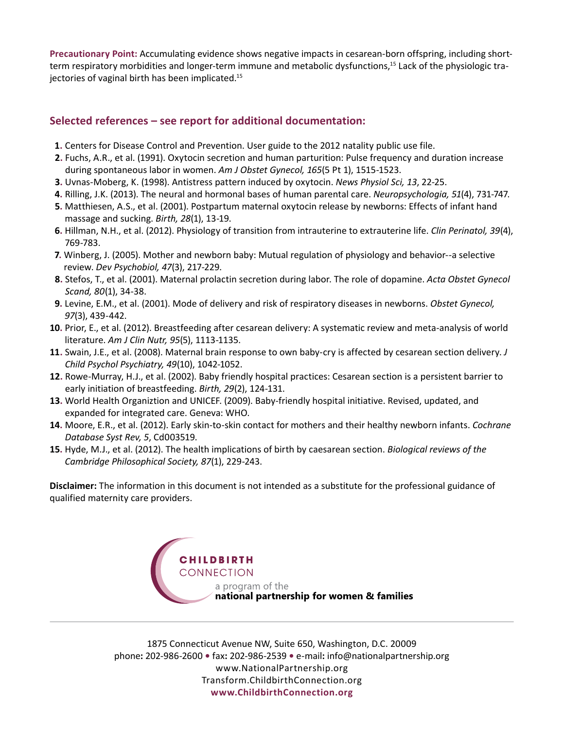**Precautionary Point:** Accumulating evidence shows negative impacts in cesarean-born offspring, including short-term respiratory morbidities and longer-term immune and metabolic dysfunctions,[15] Lack of the physiologic trajectories of vaginal birth has been implicated.[15]

## Selected references – see report for additional documentation:

1. Centers for Disease Control and Prevention. User guide to the 2012 natality public use file.
2. Fuchs, A.R., et al. (1991). Oxytocin secretion and human parturition: Pulse frequency and duration increase during spontaneous labor in women. *Am J Obstet Gynecol, 165*(5 Pt 1), 1515-1523.
3. Uvnas-Moberg, K. (1998). Antistress pattern induced by oxytocin. *News Physiol Sci, 13*, 22-25.
4. Rilling, J.K. (2013). The neural and hormonal bases of human parental care. *Neuropsychologia, 51*(4), 731-747.
5. Matthiesen, A.S., et al. (2001). Postpartum maternal oxytocin release by newborns: Effects of infant hand massage and sucking. *Birth, 28*(1), 13-19.
6. Hillman, N.H., et al. (2012). Physiology of transition from intrauterine to extrauterine life. *Clin Perinatol, 39*(4), 769-783.
7. Winberg, J. (2005). Mother and newborn baby: Mutual regulation of physiology and behavior--a selective review. *Dev Psychobiol, 47*(3), 217-229.
8. Stefos, T., et al. (2001). Maternal prolactin secretion during labor. The role of dopamine. *Acta Obstet Gynecol Scand, 80*(1), 34-38.
9. Levine, E.M., et al. (2001). Mode of delivery and risk of respiratory diseases in newborns. *Obstet Gynecol, 97*(3), 439-442.
10. Prior, E., et al. (2012). Breastfeeding after cesarean delivery: A systematic review and meta-analysis of world literature. *Am J Clin Nutr, 95*(5), 1113-1135.
11. Swain, J.E., et al. (2008). Maternal brain response to own baby-cry is affected by cesarean section delivery. *J Child Psychol Psychiatry, 49*(10), 1042-1052.
12. Rowe-Murray, H.J., et al. (2002). Baby friendly hospital practices: Cesarean section is a persistent barrier to early initiation of breastfeeding. *Birth, 29*(2), 124-131.
13. World Health Organiztion and UNICEF. (2009). Baby-friendly hospital initiative. Revised, updated, and expanded for integrated care. Geneva: WHO.
14. Moore, E.R., et al. (2012). Early skin-to-skin contact for mothers and their healthy newborn infants. *Cochrane Database Syst Rev, 5*, Cd003519.
15. Hyde, M.J., et al. (2012). The health implications of birth by caesarean section. *Biological reviews of the Cambridge Philosophical Society, 87*(1), 229-243.

**Disclaimer:** The information in this document is not intended as a substitute for the professional guidance of qualified maternity care providers.

CHILDBIRTH CONNECTION
a program of the
**national partnership for women & families**

1875 Connecticut Avenue NW, Suite 650, Washington, D.C. 20009
phone: 202-986-2600 • fax: 202-986-2539 • e-mail: info@nationalpartnership.org
www.NationalPartnership.org
Transform.ChildbirthConnection.org
**www.ChildbirthConnection.org**